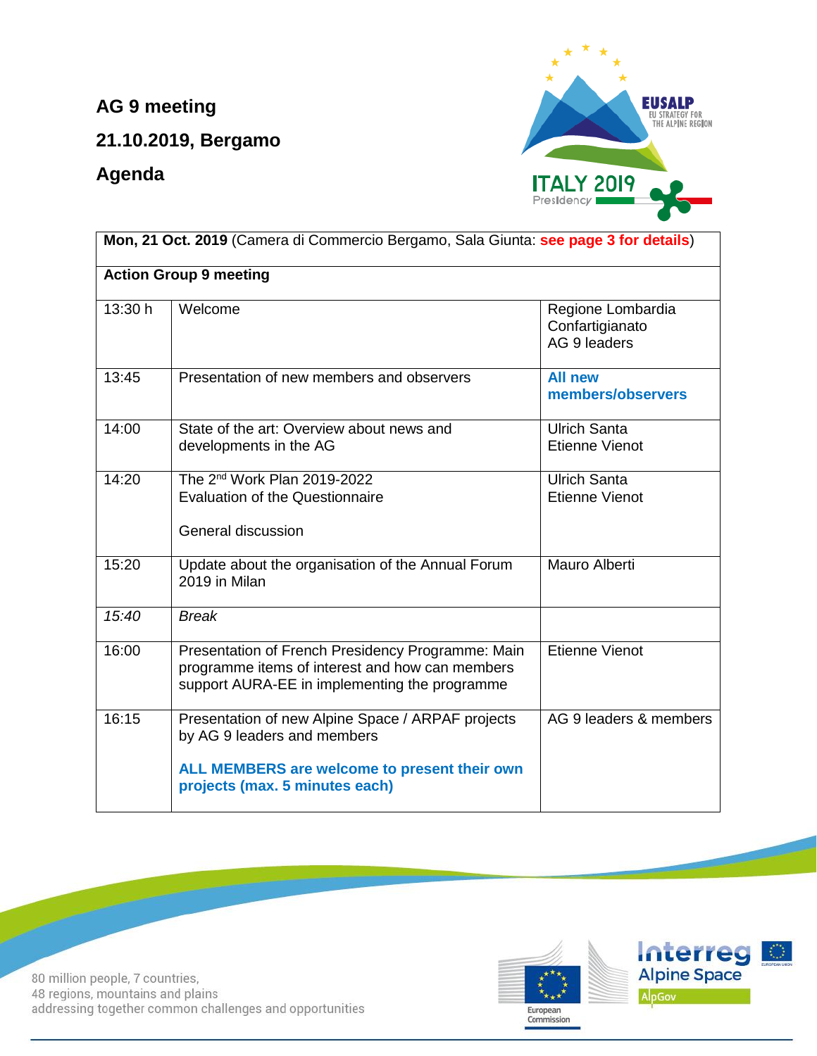# AG 9 meeting

# 21.10.2019, Bergamo

# Agenda

| **Mon, 21 Oct. 2019** (Camera di Commercio Bergamo, Sala Giunta: **see page 3 for details**) | | |
|---|---|---|
| **Action Group 9 meeting** | | |
| 13:30 h | Welcome | Regione Lombardia<br>Confartigianato<br>AG 9 leaders |
| 13:45 | Presentation of new members and observers | **All new members/observers** |
| 14:00 | State of the art: Overview about news and developments in the AG | Ulrich Santa<br>Etienne Vienot |
| 14:20 | The 2nd Work Plan 2019-2022<br>Evaluation of the Questionnaire<br><br>General discussion | Ulrich Santa<br>Etienne Vienot |
| 15:20 | Update about the organisation of the Annual Forum 2019 in Milan | Mauro Alberti |
| *15:40* | *Break* | |
| 16:00 | Presentation of French Presidency Programme: Main programme items of interest and how can members support AURA-EE in implementing the programme | Etienne Vienot |
| 16:15 | Presentation of new Alpine Space / ARPAF projects by AG 9 leaders and members<br><br>**ALL MEMBERS are welcome to present their own projects (max. 5 minutes each)** | AG 9 leaders & members |

80 million people, 7 countries,
48 regions, mountains and plains
addressing together common challenges and opportunities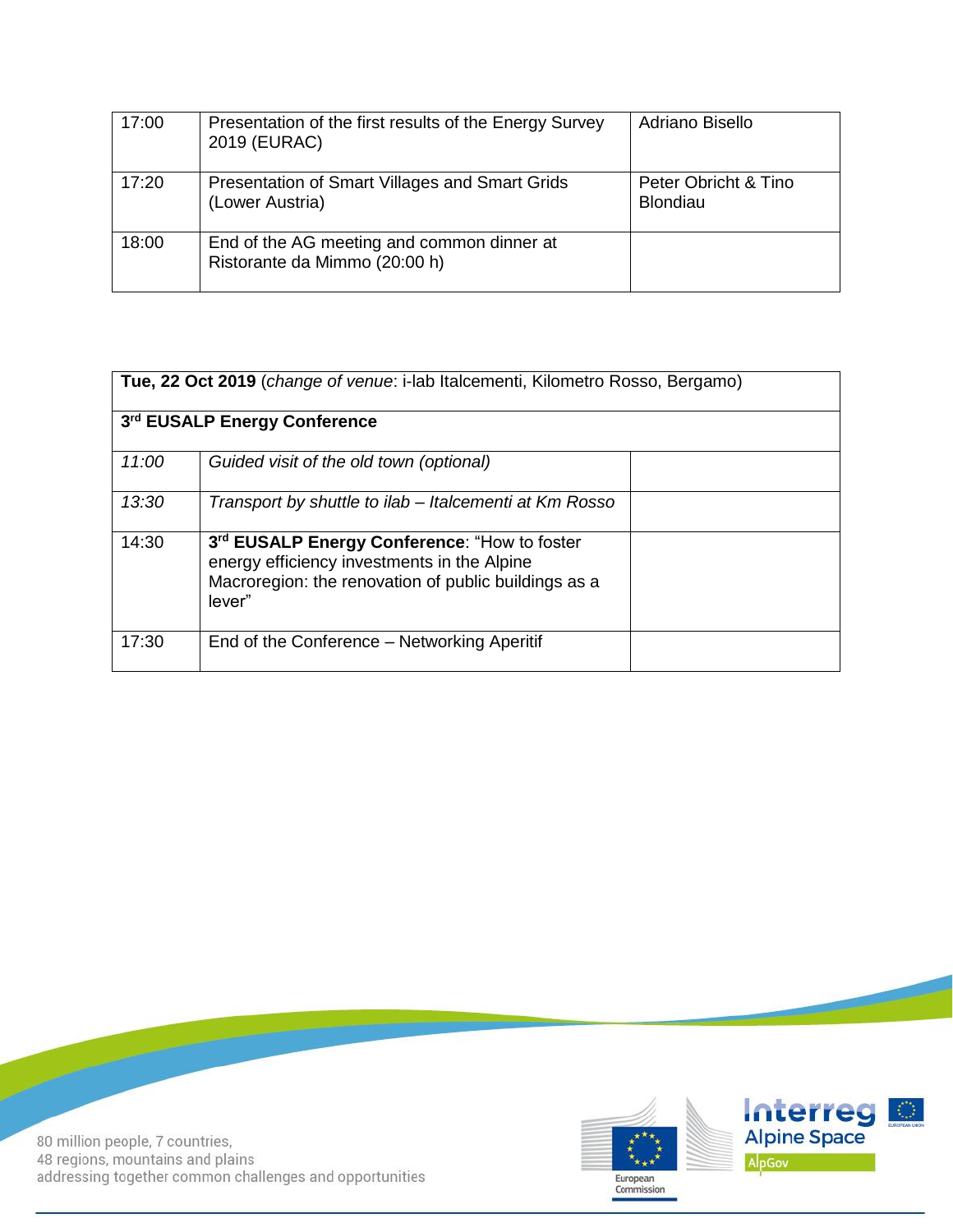| 17:00 | Presentation of the first results of the Energy Survey 2019 (EURAC) | Adriano Bisello |
|---|---|---|
| 17:20 | Presentation of Smart Villages and Smart Grids (Lower Austria) | Peter Obricht & Tino Blondiau |
| 18:00 | End of the AG meeting and common dinner at Ristorante da Mimmo (20:00 h) | |

| **Tue, 22 Oct 2019** (*change of venue*: i-lab Italcementi, Kilometro Rosso, Bergamo) | | |
|---|---|---|
| **3rd EUSALP Energy Conference** | | |
| *11:00* | *Guided visit of the old town (optional)* | |
| *13:30* | *Transport by shuttle to ilab – Italcementi at Km Rosso* | |
| 14:30 | **3rd EUSALP Energy Conference**: "How to foster energy efficiency investments in the Alpine Macroregion: the renovation of public buildings as a lever" | |
| 17:30 | End of the Conference – Networking Aperitif | |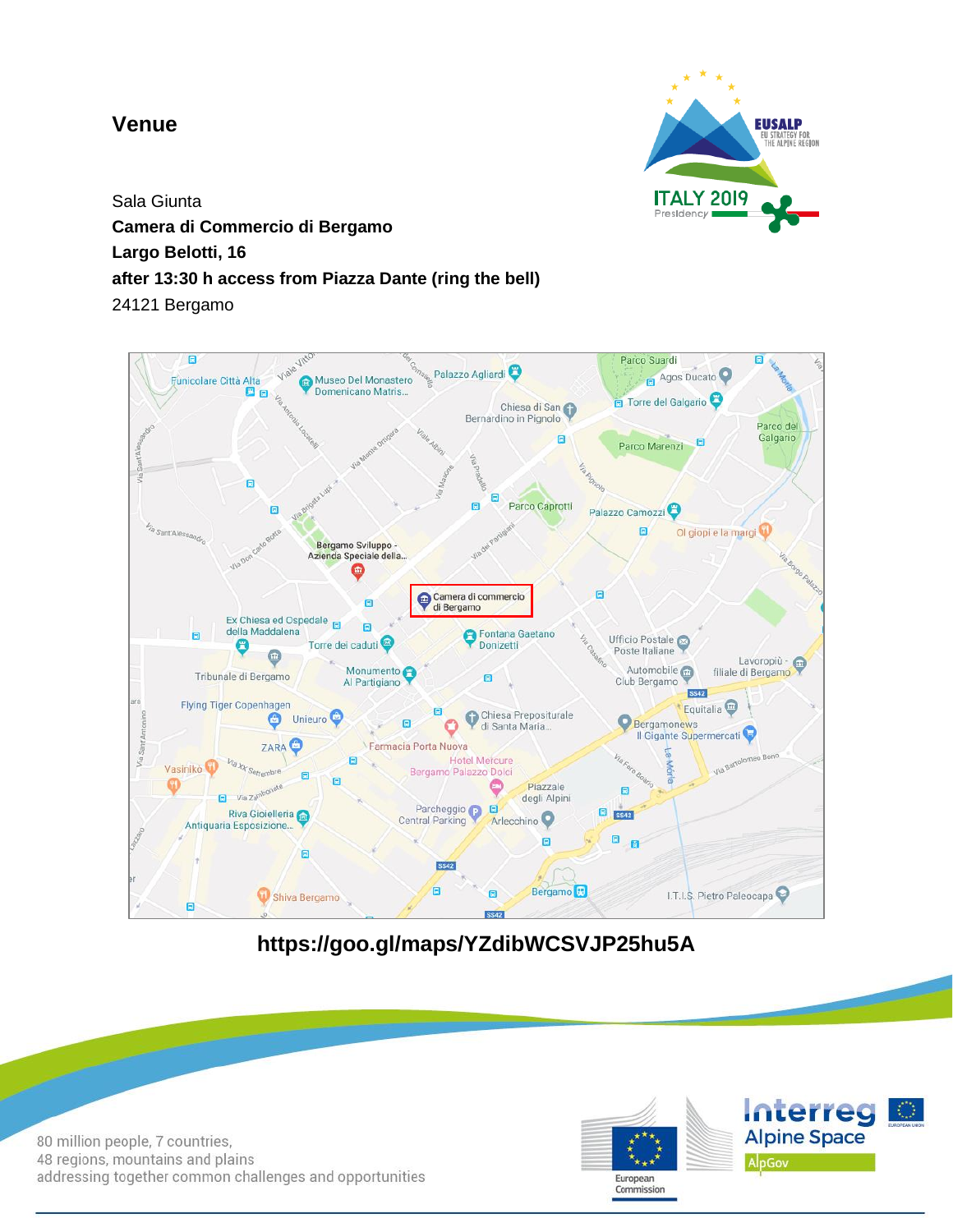# Venue

Sala Giunta  
**Camera di Commercio di Bergamo**  
**Largo Belotti, 16**  
**after 13:30 h access from Piazza Dante (ring the bell)**  
24121 Bergamo

**https://goo.gl/maps/YZdibWCSVJP25hu5A**

80 million people, 7 countries,  
48 regions, mountains and plains  
addressing together common challenges and opportunities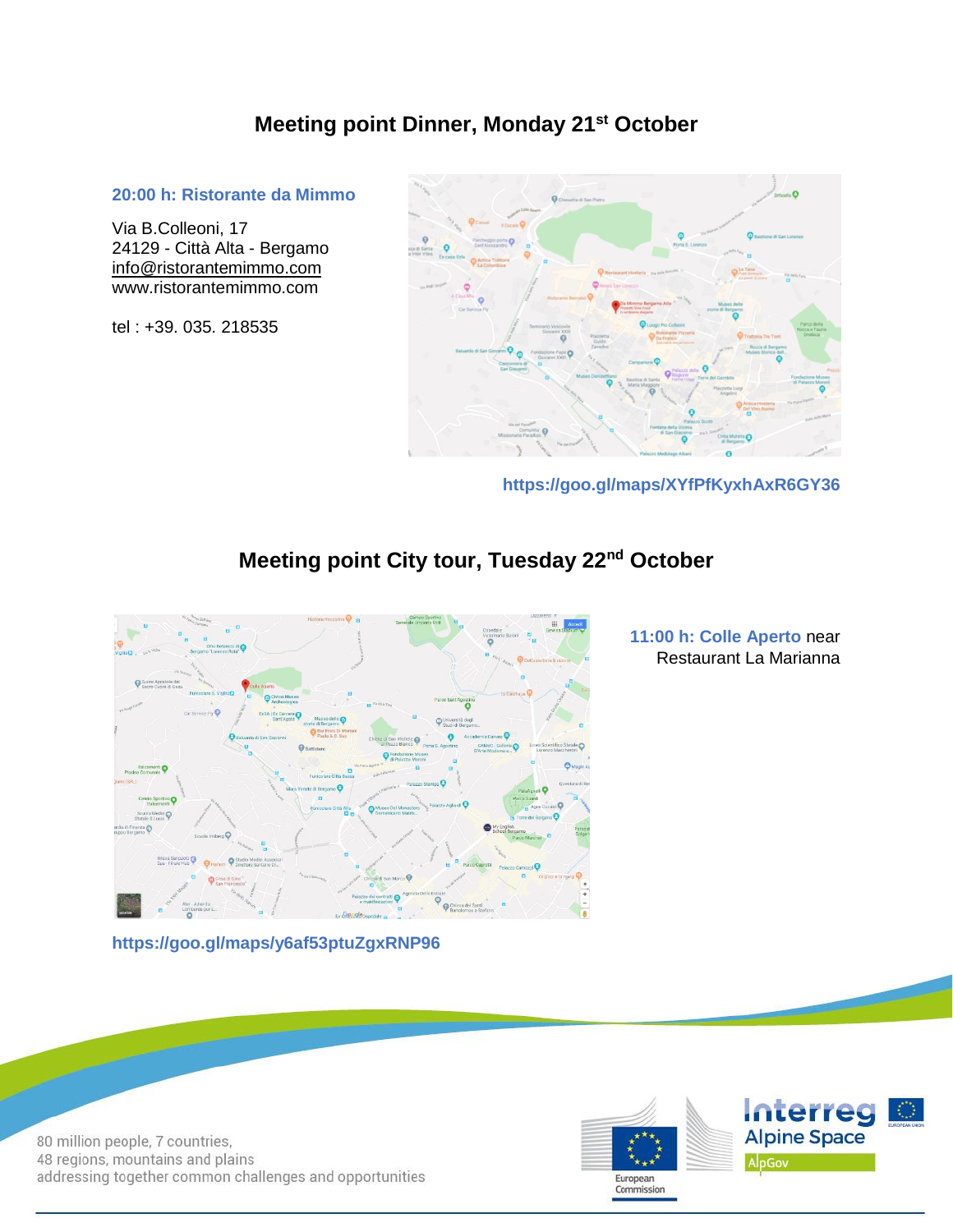## Meeting point Dinner, Monday 21st October

**20:00 h: Ristorante da Mimmo**

Via B.Colleoni, 17
24129 - Città Alta - Bergamo
info@ristorantemimmo.com
www.ristorantemimmo.com

tel : +39. 035. 218535

**https://goo.gl/maps/XYfPfKyxhAxR6GY36**

## Meeting point City tour, Tuesday 22nd October

**11:00 h: Colle Aperto** near Restaurant La Marianna

**https://goo.gl/maps/y6af53ptuZgxRNP96**

80 million people, 7 countries,
48 regions, mountains and plains
addressing together common challenges and opportunities